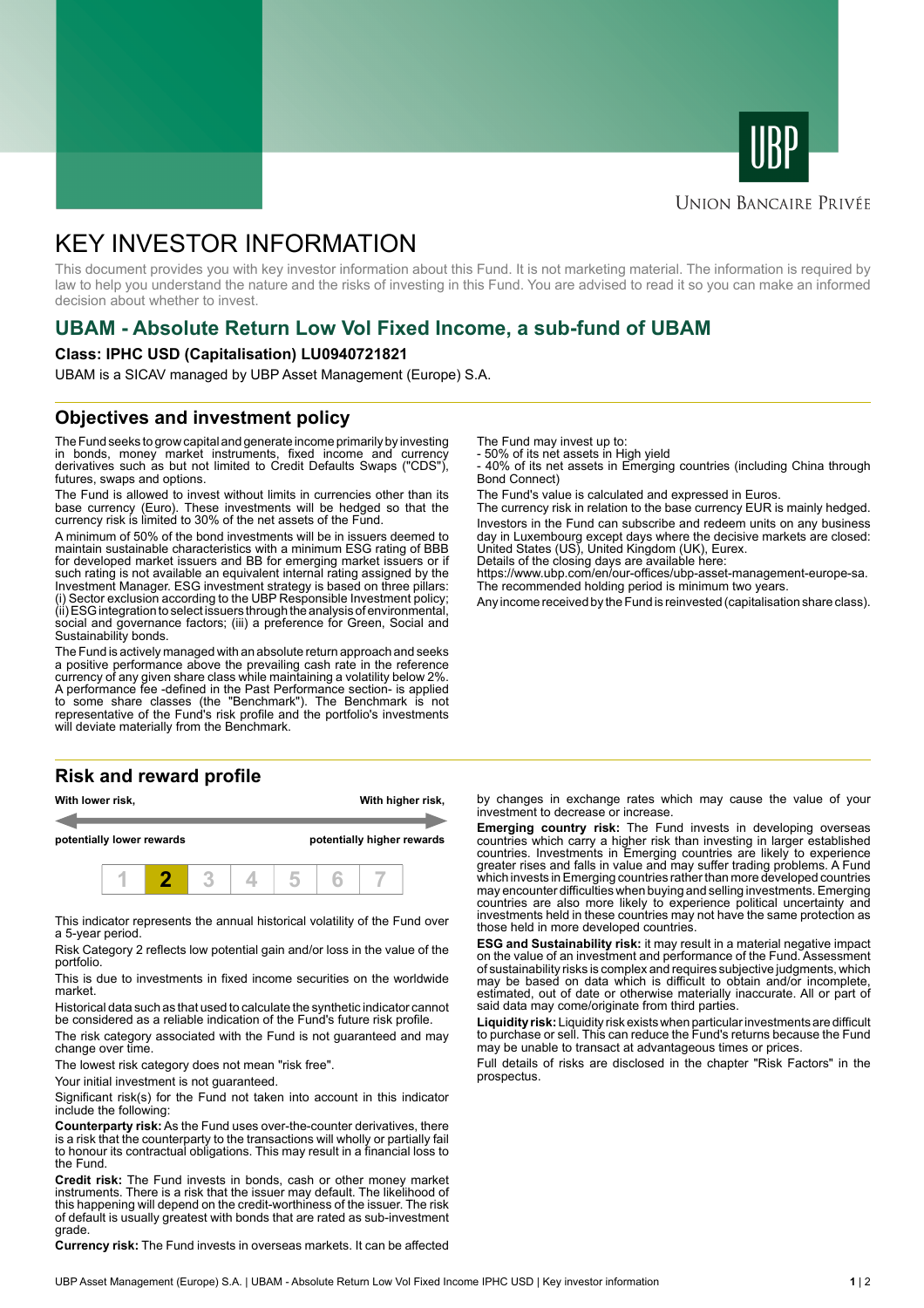UBP

Union Bancaire Privée

# KEY INVESTOR INFORMATION

This document provides you with key investor information about this Fund. It is not marketing material. The information is required by law to help you understand the nature and the risks of investing in this Fund. You are advised to read it so you can make an informed decision about whether to invest.

## UBAM - Absolute Return Low Vol Fixed Income, a sub-fund of UBAM

**Class: IPHC USD (Capitalisation) LU0940721821**

UBAM is a SICAV managed by UBP Asset Management (Europe) S.A.

## Objectives and investment policy

The Fund seeks to grow capital and generate income primarily by investing in bonds, money market instruments, fixed income and currency derivatives such as but not limited to Credit Defaults Swaps ("CDS"), futures, swaps and options.

The Fund is allowed to invest without limits in currencies other than its base currency (Euro). These investments will be hedged so that the currency risk is limited to 30% of the net assets of the Fund.

A minimum of 50% of the bond investments will be in issuers deemed to maintain sustainable characteristics with a minimum ESG rating of BBB for developed market issuers and BB for emerging market issuers or if such rating is not available an equivalent internal rating assigned by the Investment Manager. ESG investment strategy is based on three pillars: (i) Sector exclusion according to the UBP Responsible Investment policy; (ii) ESG integration to select issuers through the analysis of environmental, social and governance factors; (iii) a preference for Green, Social and Sustainability bonds.

The Fund is actively managed with an absolute return approach and seeks a positive performance above the prevailing cash rate in the reference currency of any given share class while maintaining a volatility below 2%. A performance fee -defined in the Past Performance section- is applied to some share classes (the "Benchmark"). The Benchmark is not representative of the Fund's risk profile and the portfolio's investments will deviate materially from the Benchmark.

The Fund may invest up to:
- 50% of its net assets in High yield
- 40% of its net assets in Emerging countries (including China through Bond Connect)

The Fund's value is calculated and expressed in Euros.

The currency risk in relation to the base currency EUR is mainly hedged.

Investors in the Fund can subscribe and redeem units on any business day in Luxembourg except days where the decisive markets are closed: United States (US), United Kingdom (UK), Eurex.

Details of the closing days are available here:
https://www.ubp.com/en/our-offices/ubp-asset-management-europe-sa.

The recommended holding period is minimum two years.

Any income received by the Fund is reinvested (capitalisation share class).

## Risk and reward profile

| With lower risk, potentially lower rewards | | | | | | With higher risk, potentially higher rewards |
|---|---|---|---|---|---|---|
| 1 | **2** | 3 | 4 | 5 | 6 | 7 |

This indicator represents the annual historical volatility of the Fund over a 5-year period.

Risk Category 2 reflects low potential gain and/or loss in the value of the portfolio.

This is due to investments in fixed income securities on the worldwide market.

Historical data such as that used to calculate the synthetic indicator cannot be considered as a reliable indication of the Fund's future risk profile.

The risk category associated with the Fund is not guaranteed and may change over time.

The lowest risk category does not mean "risk free".

Your initial investment is not guaranteed.

Significant risk(s) for the Fund not taken into account in this indicator include the following:

**Counterparty risk:** As the Fund uses over-the-counter derivatives, there is a risk that the counterparty to the transactions will wholly or partially fail to honour its contractual obligations. This may result in a financial loss to the Fund.

**Credit risk:** The Fund invests in bonds, cash or other money market instruments. There is a risk that the issuer may default. The likelihood of this happening will depend on the credit-worthiness of the issuer. The risk of default is usually greatest with bonds that are rated as sub-investment grade.

**Currency risk:** The Fund invests in overseas markets. It can be affected by changes in exchange rates which may cause the value of your investment to decrease or increase.

**Emerging country risk:** The Fund invests in developing overseas countries which carry a higher risk than investing in larger established countries. Investments in Emerging countries are likely to experience greater rises and falls in value and may suffer trading problems. A Fund which invests in Emerging countries rather than more developed countries may encounter difficulties when buying and selling investments. Emerging countries are also more likely to experience political uncertainty and investments held in these countries may not have the same protection as those held in more developed countries.

**ESG and Sustainability risk:** it may result in a material negative impact on the value of an investment and performance of the Fund. Assessment of sustainability risks is complex and requires subjective judgments, which may be based on data which is difficult to obtain and/or incomplete, estimated, out of date or otherwise materially inaccurate. All or part of said data may come/originate from third parties.

**Liquidity risk:** Liquidity risk exists when particular investments are difficult to purchase or sell. This can reduce the Fund's returns because the Fund may be unable to transact at advantageous times or prices.

Full details of risks are disclosed in the chapter "Risk Factors" in the prospectus.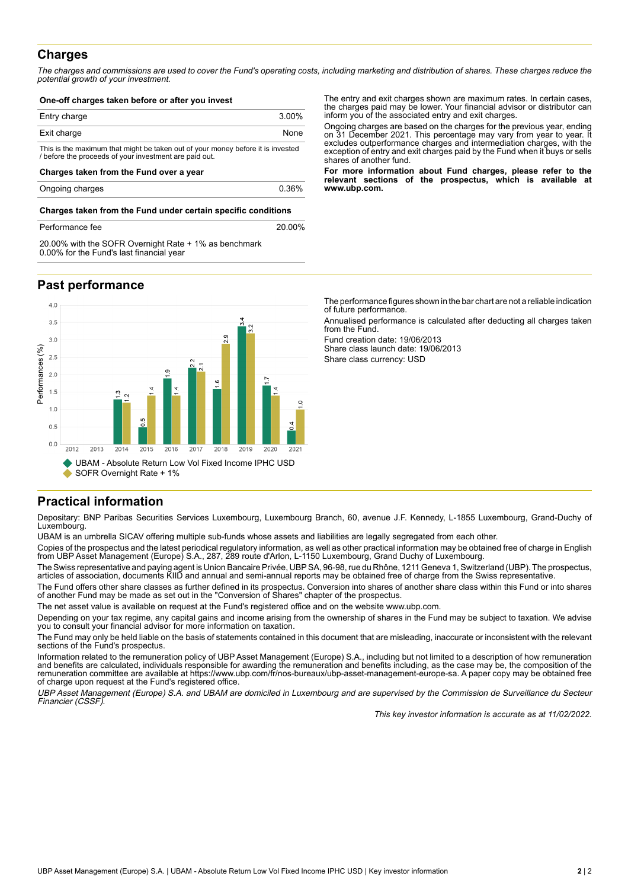## Charges

*The charges and commissions are used to cover the Fund's operating costs, including marketing and distribution of shares. These charges reduce the potential growth of your investment.*

| One-off charges taken before or after you invest | |
|---|---|
| Entry charge | 3.00% |
| Exit charge | None |

This is the maximum that might be taken out of your money before it is invested / before the proceeds of your investment are paid out.

| Charges taken from the Fund over a year | |
|---|---|
| Ongoing charges | 0.36% |

| Charges taken from the Fund under certain specific conditions | |
|---|---|
| Performance fee | 20.00% |

20.00% with the SOFR Overnight Rate + 1% as benchmark
0.00% for the Fund's last financial year

The entry and exit charges shown are maximum rates. In certain cases, the charges paid may be lower. Your financial advisor or distributor can inform you of the associated entry and exit charges.

Ongoing charges are based on the charges for the previous year, ending on 31 December 2021. This percentage may vary from year to year. It excludes outperformance charges and intermediation charges, with the exception of entry and exit charges paid by the Fund when it buys or sells shares of another fund.

**For more information about Fund charges, please refer to the relevant sections of the prospectus, which is available at www.ubp.com.**

## Past performance

Performances (%)
4.0
3.5
3.0
2.5
2.0
1.5
1.0
0.5
0.0
2012 2013 2014 2015 2016 2017 2018 2019 2020 2021
1.3 1.2
0.5 1.4
1.9 1.4
2.2 2.1
1.6 2.9
3.4 3.2
1.7 1.4
0.4 1.0

UBAM - Absolute Return Low Vol Fixed Income IPHC USD
SOFR Overnight Rate + 1%

The performance figures shown in the bar chart are not a reliable indication of future performance.

Annualised performance is calculated after deducting all charges taken from the Fund.

Fund creation date: 19/06/2013
Share class launch date: 19/06/2013
Share class currency: USD

## Practical information

Depositary: BNP Paribas Securities Services Luxembourg, Luxembourg Branch, 60, avenue J.F. Kennedy, L-1855 Luxembourg, Grand-Duchy of Luxembourg.

UBAM is an umbrella SICAV offering multiple sub-funds whose assets and liabilities are legally segregated from each other.

Copies of the prospectus and the latest periodical regulatory information, as well as other practical information may be obtained free of charge in English from UBP Asset Management (Europe) S.A., 287, 289 route d'Arlon, L-1150 Luxembourg, Grand Duchy of Luxembourg.

The Swiss representative and paying agent is Union Bancaire Privée, UBP SA, 96-98, rue du Rhône, 1211 Geneva 1, Switzerland (UBP). The prospectus, articles of association, documents KIID and annual and semi-annual reports may be obtained free of charge from the Swiss representative.

The Fund offers other share classes as further defined in its prospectus. Conversion into shares of another share class within this Fund or into shares of another Fund may be made as set out in the "Conversion of Shares" chapter of the prospectus.

The net asset value is available on request at the Fund's registered office and on the website www.ubp.com.

Depending on your tax regime, any capital gains and income arising from the ownership of shares in the Fund may be subject to taxation. We advise you to consult your financial advisor for more information on taxation.

The Fund may only be held liable on the basis of statements contained in this document that are misleading, inaccurate or inconsistent with the relevant sections of the Fund's prospectus.

Information related to the remuneration policy of UBP Asset Management (Europe) S.A., including but not limited to a description of how remuneration and benefits are calculated, individuals responsible for awarding the remuneration and benefits including, as the case may be, the composition of the remuneration committee are available at https://www.ubp.com/fr/nos-bureaux/ubp-asset-management-europe-sa. A paper copy may be obtained free of charge upon request at the Fund's registered office.

*UBP Asset Management (Europe) S.A. and UBAM are domiciled in Luxembourg and are supervised by the Commission de Surveillance du Secteur Financier (CSSF).*

*This key investor information is accurate as at 11/02/2022.*